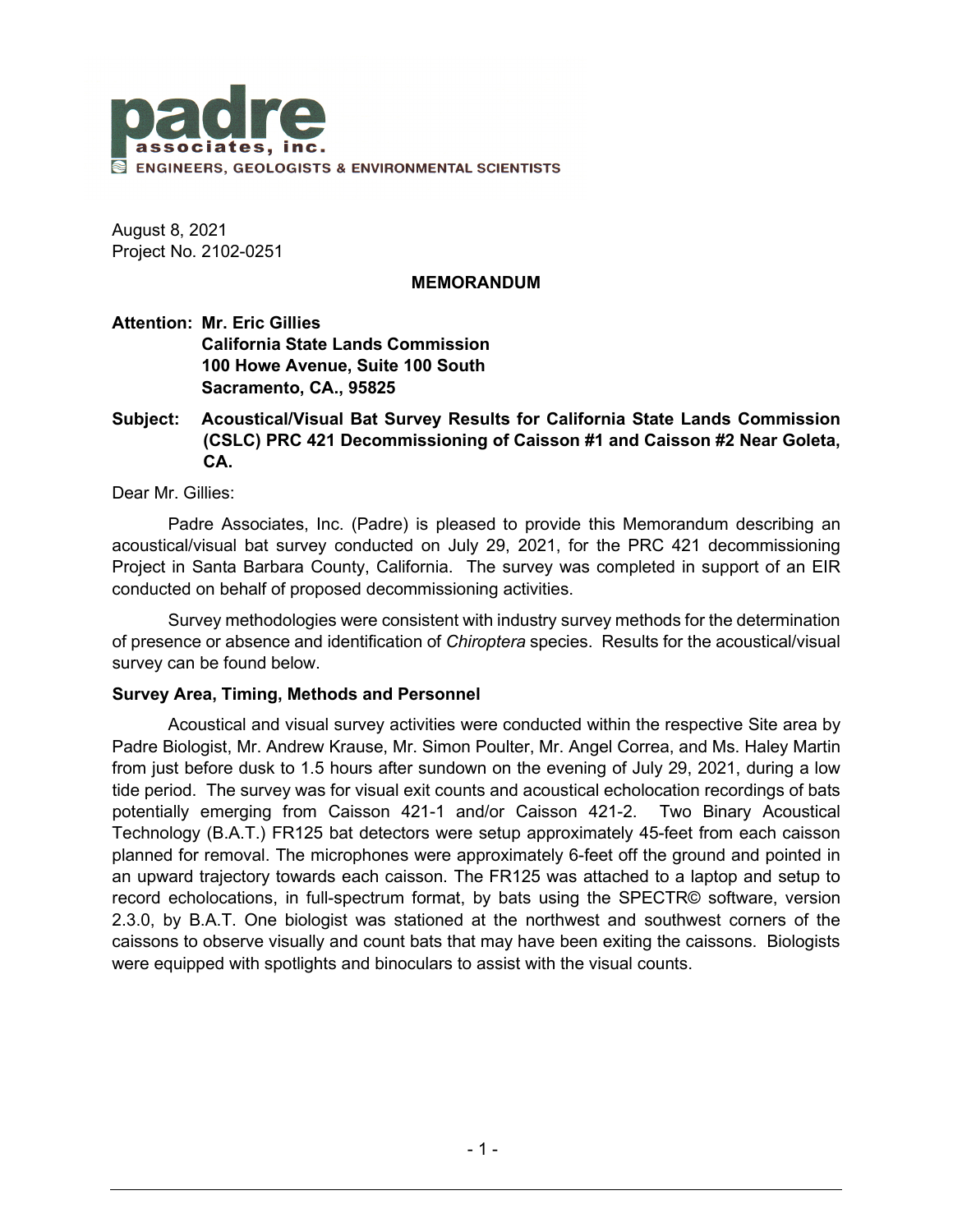**padre**
**associates, inc.**
ENGINEERS, GEOLOGISTS & ENVIRONMENTAL SCIENTISTS

August 8, 2021
Project No. 2102-0251

**MEMORANDUM**

**Attention: Mr. Eric Gillies**
**California State Lands Commission**
**100 Howe Avenue, Suite 100 South**
**Sacramento, CA., 95825**

**Subject: Acoustical/Visual Bat Survey Results for California State Lands Commission (CSLC) PRC 421 Decommissioning of Caisson #1 and Caisson #2 Near Goleta, CA.**

Dear Mr. Gillies:

Padre Associates, Inc. (Padre) is pleased to provide this Memorandum describing an acoustical/visual bat survey conducted on July 29, 2021, for the PRC 421 decommissioning Project in Santa Barbara County, California. The survey was completed in support of an EIR conducted on behalf of proposed decommissioning activities.

Survey methodologies were consistent with industry survey methods for the determination of presence or absence and identification of *Chiroptera* species. Results for the acoustical/visual survey can be found below.

**Survey Area, Timing, Methods and Personnel**

Acoustical and visual survey activities were conducted within the respective Site area by Padre Biologist, Mr. Andrew Krause, Mr. Simon Poulter, Mr. Angel Correa, and Ms. Haley Martin from just before dusk to 1.5 hours after sundown on the evening of July 29, 2021, during a low tide period. The survey was for visual exit counts and acoustical echolocation recordings of bats potentially emerging from Caisson 421-1 and/or Caisson 421-2. Two Binary Acoustical Technology (B.A.T.) FR125 bat detectors were setup approximately 45-feet from each caisson planned for removal. The microphones were approximately 6-feet off the ground and pointed in an upward trajectory towards each caisson. The FR125 was attached to a laptop and setup to record echolocations, in full-spectrum format, by bats using the SPECTR© software, version 2.3.0, by B.A.T. One biologist was stationed at the northwest and southwest corners of the caissons to observe visually and count bats that may have been exiting the caissons. Biologists were equipped with spotlights and binoculars to assist with the visual counts.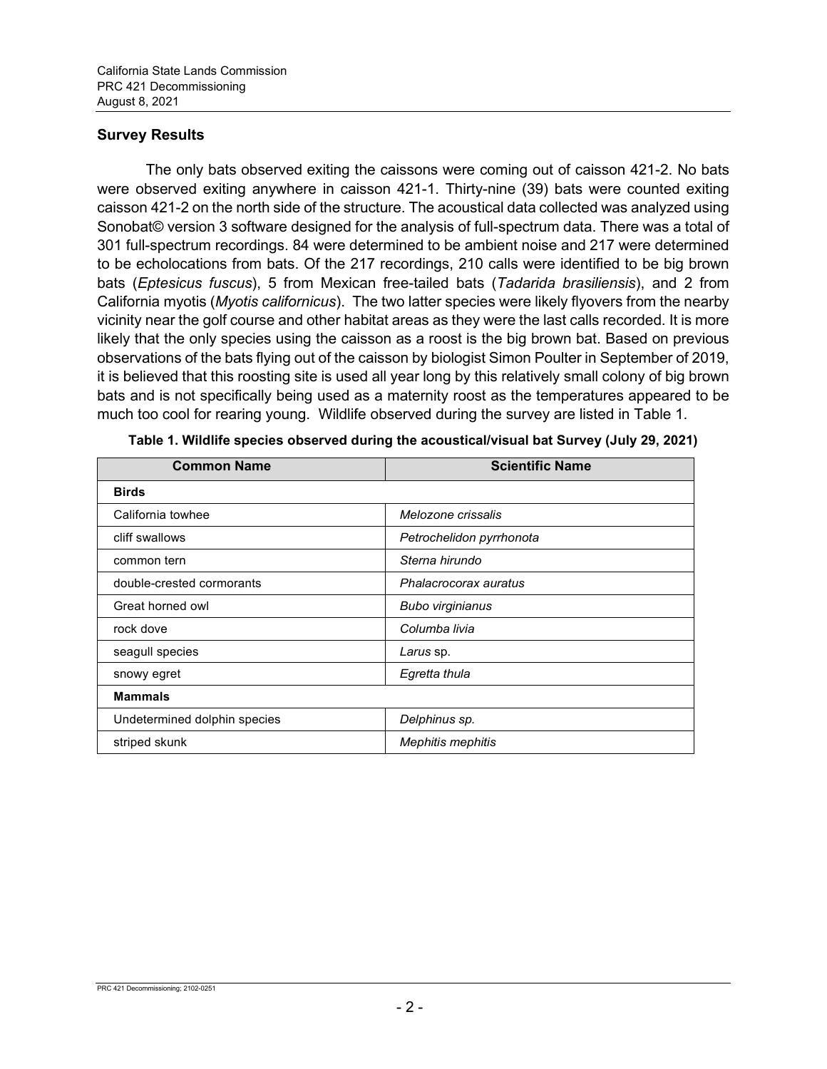## Survey Results

The only bats observed exiting the caissons were coming out of caisson 421-2. No bats were observed exiting anywhere in caisson 421-1. Thirty-nine (39) bats were counted exiting caisson 421-2 on the north side of the structure. The acoustical data collected was analyzed using Sonobat© version 3 software designed for the analysis of full-spectrum data. There was a total of 301 full-spectrum recordings. 84 were determined to be ambient noise and 217 were determined to be echolocations from bats. Of the 217 recordings, 210 calls were identified to be big brown bats (*Eptesicus fuscus*), 5 from Mexican free-tailed bats (*Tadarida brasiliensis*), and 2 from California myotis (*Myotis californicus*). The two latter species were likely flyovers from the nearby vicinity near the golf course and other habitat areas as they were the last calls recorded. It is more likely that the only species using the caisson as a roost is the big brown bat. Based on previous observations of the bats flying out of the caisson by biologist Simon Poulter in September of 2019, it is believed that this roosting site is used all year long by this relatively small colony of big brown bats and is not specifically being used as a maternity roost as the temperatures appeared to be much too cool for rearing young. Wildlife observed during the survey are listed in Table 1.

**Table 1. Wildlife species observed during the acoustical/visual bat Survey (July 29, 2021)**

| Common Name | Scientific Name |
| --- | --- |
| **Birds** | |
| California towhee | *Melozone crissalis* |
| cliff swallows | *Petrochelidon pyrrhonota* |
| common tern | *Sterna hirundo* |
| double-crested cormorants | *Phalacrocorax auratus* |
| Great horned owl | *Bubo virginianus* |
| rock dove | *Columba livia* |
| seagull species | *Larus* sp. |
| snowy egret | *Egretta thula* |
| **Mammals** | |
| Undetermined dolphin species | *Delphinus sp.* |
| striped skunk | *Mephitis mephitis* |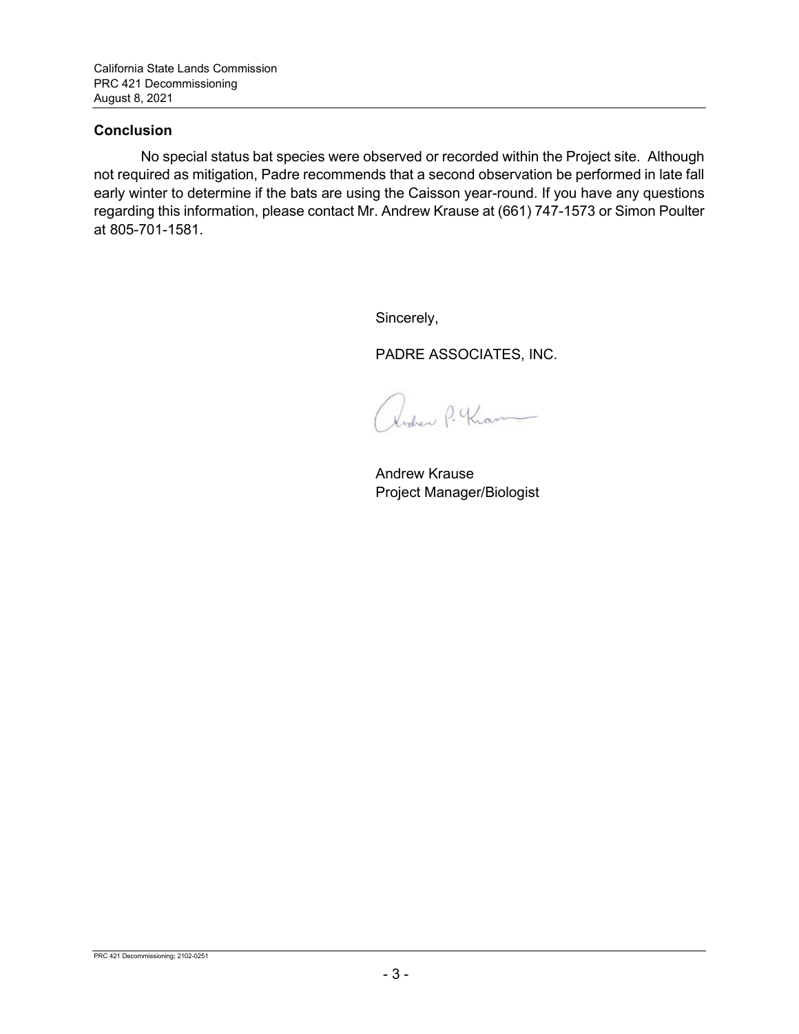## Conclusion

No special status bat species were observed or recorded within the Project site. Although not required as mitigation, Padre recommends that a second observation be performed in late fall early winter to determine if the bats are using the Caisson year-round. If you have any questions regarding this information, please contact Mr. Andrew Krause at (661) 747-1573 or Simon Poulter at 805-701-1581.

Sincerely,

PADRE ASSOCIATES, INC.

Andrew Krause
Project Manager/Biologist